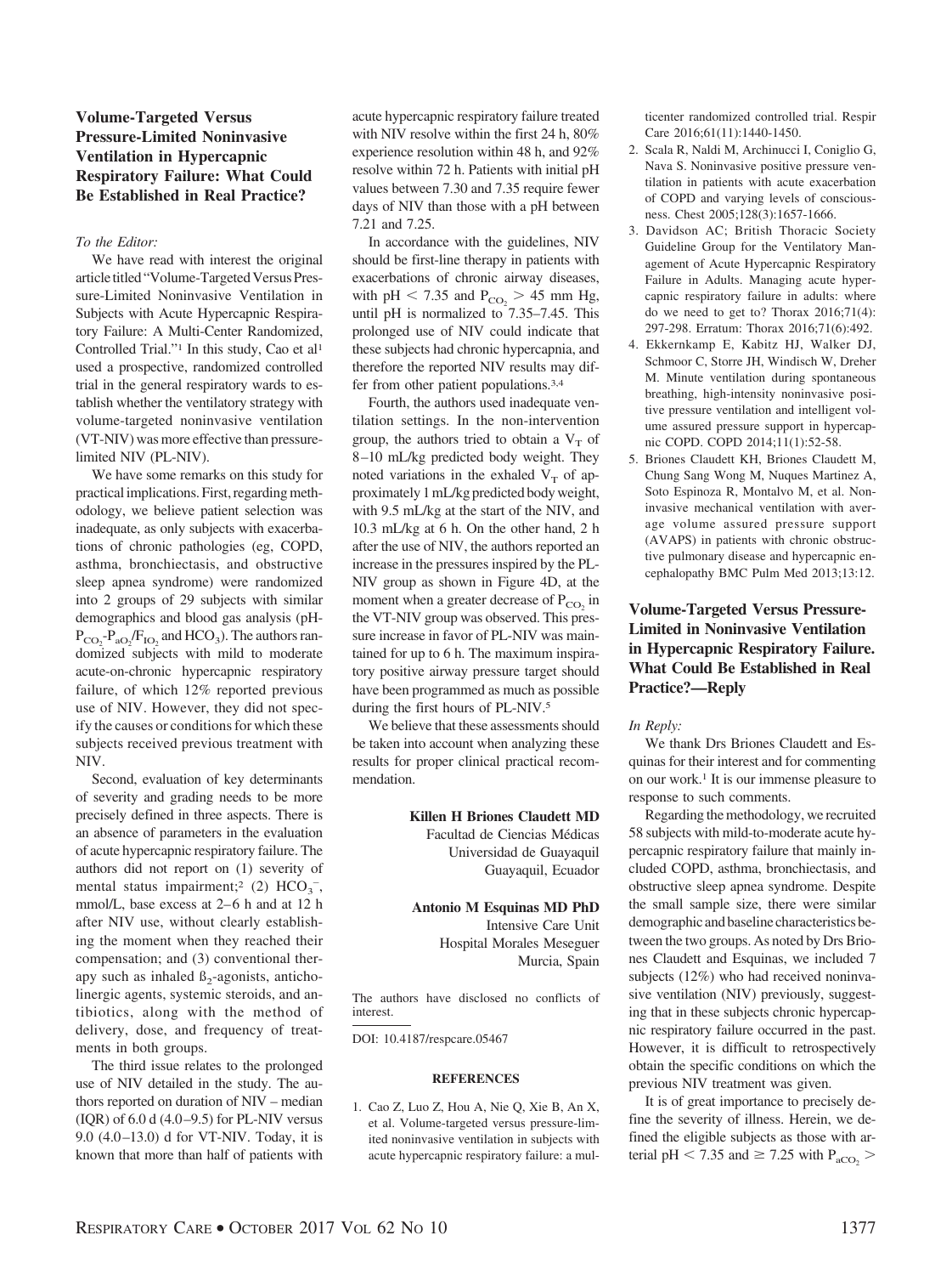## Volume-Targeted Versus Pressure-Limited Noninvasive Ventilation in Hypercapnic Respiratory Failure: What Could Be Established in Real Practice?

*To the Editor:*

We have read with interest the original article titled "Volume-Targeted Versus Pressure-Limited Noninvasive Ventilation in Subjects with Acute Hypercapnic Respiratory Failure: A Multi-Center Randomized, Controlled Trial."[1] In this study, Cao et al[1] used a prospective, randomized controlled trial in the general respiratory wards to establish whether the ventilatory strategy with volume-targeted noninvasive ventilation (VT-NIV) was more effective than pressure-limited NIV (PL-NIV).

We have some remarks on this study for practical implications. First, regarding methodology, we believe patient selection was inadequate, as only subjects with exacerbations of chronic pathologies (eg, COPD, asthma, bronchiectasis, and obstructive sleep apnea syndrome) were randomized into 2 groups of 29 subjects with similar demographics and blood gas analysis (pH-$P_{CO_2}$-$P_{aO_2}$/$F_{IO_2}$ and $HCO_3$). The authors randomized subjects with mild to moderate acute-on-chronic hypercapnic respiratory failure, of which 12% reported previous use of NIV. However, they did not specify the causes or conditions for which these subjects received previous treatment with NIV.

Second, evaluation of key determinants of severity and grading needs to be more precisely defined in three aspects. There is an absence of parameters in the evaluation of acute hypercapnic respiratory failure. The authors did not report on (1) severity of mental status impairment;[2] (2) $HCO_3^-$, mmol/L, base excess at 2–6 h and at 12 h after NIV use, without clearly establishing the moment when they reached their compensation; and (3) conventional therapy such as inhaled $\beta_2$-agonists, anticholinergic agents, systemic steroids, and antibiotics, along with the method of delivery, dose, and frequency of treatments in both groups.

The third issue relates to the prolonged use of NIV detailed in the study. The authors reported on duration of NIV – median (IQR) of 6.0 d (4.0–9.5) for PL-NIV versus 9.0 (4.0–13.0) d for VT-NIV. Today, it is known that more than half of patients with acute hypercapnic respiratory failure treated with NIV resolve within the first 24 h, 80% experience resolution within 48 h, and 92% resolve within 72 h. Patients with initial pH values between 7.30 and 7.35 require fewer days of NIV than those with a pH between 7.21 and 7.25.

In accordance with the guidelines, NIV should be first-line therapy in patients with exacerbations of chronic airway diseases, with pH $< 7.35$ and $P_{CO_2} > 45$ mm Hg, until pH is normalized to 7.35–7.45. This prolonged use of NIV could indicate that these subjects had chronic hypercapnia, and therefore the reported NIV results may differ from other patient populations.[3,4]

Fourth, the authors used inadequate ventilation settings. In the non-intervention group, the authors tried to obtain a $V_T$ of 8–10 mL/kg predicted body weight. They noted variations in the exhaled $V_T$ of approximately 1 mL/kg predicted body weight, with 9.5 mL/kg at the start of the NIV, and 10.3 mL/kg at 6 h. On the other hand, 2 h after the use of NIV, the authors reported an increase in the pressures inspired by the PL-NIV group as shown in Figure 4D, at the moment when a greater decrease of $P_{CO_2}$ in the VT-NIV group was observed. This pressure increase in favor of PL-NIV was maintained for up to 6 h. The maximum inspiratory positive airway pressure target should have been programmed as much as possible during the first hours of PL-NIV.[5]

We believe that these assessments should be taken into account when analyzing these results for proper clinical practical recommendation.

**Killen H Briones Claudett MD**
Facultad de Ciencias Médicas
Universidad de Guayaquil
Guayaquil, Ecuador

**Antonio M Esquinas MD PhD**
Intensive Care Unit
Hospital Morales Meseguer
Murcia, Spain

The authors have disclosed no conflicts of interest.

DOI: 10.4187/respcare.05467

### REFERENCES

1. Cao Z, Luo Z, Hou A, Nie Q, Xie B, An X, et al. Volume-targeted versus pressure-limited noninvasive ventilation in subjects with acute hypercapnic respiratory failure: a multicenter randomized controlled trial. Respir Care 2016;61(11):1440-1450.
2. Scala R, Naldi M, Archinucci I, Coniglio G, Nava S. Noninvasive positive pressure ventilation in patients with acute exacerbation of COPD and varying levels of consciousness. Chest 2005;128(3):1657-1666.
3. Davidson AC; British Thoracic Society Guideline Group for the Ventilatory Management of Acute Hypercapnic Respiratory Failure in Adults. Managing acute hypercapnic respiratory failure in adults: where do we need to get to? Thorax 2016;71(4): 297-298. Erratum: Thorax 2016;71(6):492.
4. Ekkernkamp E, Kabitz HJ, Walker DJ, Schmoor C, Storre JH, Windisch W, Dreher M. Minute ventilation during spontaneous breathing, high-intensity noninvasive positive pressure ventilation and intelligent volume assured pressure support in hypercapnic COPD. COPD 2014;11(1):52-58.
5. Briones Claudett KH, Briones Claudett M, Chung Sang Wong M, Nuques Martinez A, Soto Espinoza R, Montalvo M, et al. Noninvasive mechanical ventilation with average volume assured pressure support (AVAPS) in patients with chronic obstructive pulmonary disease and hypercapnic encephalopathy BMC Pulm Med 2013;13:12.

## Volume-Targeted Versus Pressure-Limited in Noninvasive Ventilation in Hypercapnic Respiratory Failure. What Could Be Established in Real Practice?—Reply

*In Reply:*

We thank Drs Briones Claudett and Esquinas for their interest and for commenting on our work.[1] It is our immense pleasure to response to such comments.

Regarding the methodology, we recruited 58 subjects with mild-to-moderate acute hypercapnic respiratory failure that mainly included COPD, asthma, bronchiectasis, and obstructive sleep apnea syndrome. Despite the small sample size, there were similar demographic and baseline characteristics between the two groups. As noted by Drs Briones Claudett and Esquinas, we included 7 subjects (12%) who had received noninvasive ventilation (NIV) previously, suggesting that in these subjects chronic hypercapnic respiratory failure occurred in the past. However, it is difficult to retrospectively obtain the specific conditions on which the previous NIV treatment was given.

It is of great importance to precisely define the severity of illness. Herein, we defined the eligible subjects as those with arterial pH $< 7.35$ and $\geq 7.25$ with $P_{aCO_2} >$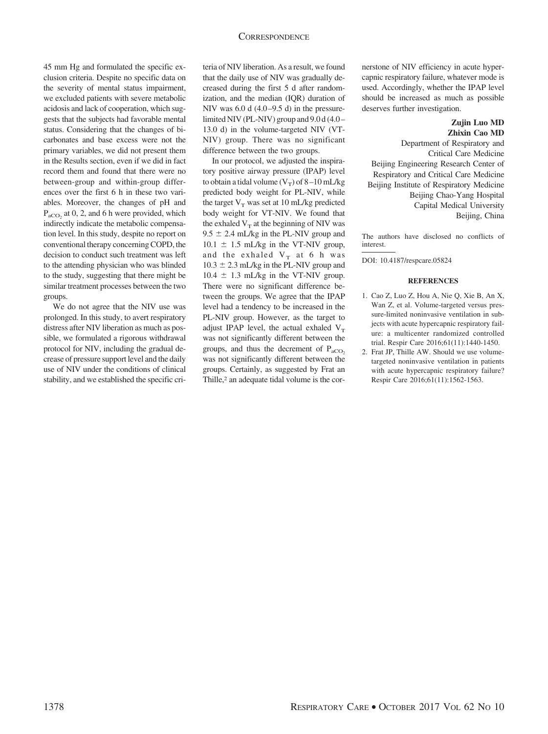45 mm Hg and formulated the specific exclusion criteria. Despite no specific data on the severity of mental status impairment, we excluded patients with severe metabolic acidosis and lack of cooperation, which suggests that the subjects had favorable mental status. Considering that the changes of bicarbonates and base excess were not the primary variables, we did not present them in the Results section, even if we did in fact record them and found that there were no between-group and within-group differences over the first 6 h in these two variables. Moreover, the changes of pH and $P_{aCO_2}$ at 0, 2, and 6 h were provided, which indirectly indicate the metabolic compensation level. In this study, despite no report on conventional therapy concerning COPD, the decision to conduct such treatment was left to the attending physician who was blinded to the study, suggesting that there might be similar treatment processes between the two groups.

We do not agree that the NIV use was prolonged. In this study, to avert respiratory distress after NIV liberation as much as possible, we formulated a rigorous withdrawal protocol for NIV, including the gradual decrease of pressure support level and the daily use of NIV under the conditions of clinical stability, and we established the specific criteria of NIV liberation. As a result, we found that the daily use of NIV was gradually decreased during the first 5 d after randomization, and the median (IQR) duration of NIV was 6.0 d (4.0–9.5 d) in the pressure-limited NIV (PL-NIV) group and 9.0 d (4.0–13.0 d) in the volume-targeted NIV (VT-NIV) group. There was no significant difference between the two groups.

In our protocol, we adjusted the inspiratory positive airway pressure (IPAP) level to obtain a tidal volume ($V_T$) of 8–10 mL/kg predicted body weight for PL-NIV, while the target $V_T$ was set at 10 mL/kg predicted body weight for VT-NIV. We found that the exhaled $V_T$ at the beginning of NIV was 9.5 ± 2.4 mL/kg in the PL-NIV group and 10.1 ± 1.5 mL/kg in the VT-NIV group, and the exhaled $V_T$ at 6 h was 10.3 ± 2.3 mL/kg in the PL-NIV group and 10.4 ± 1.3 mL/kg in the VT-NIV group. There were no significant difference between the groups. We agree that the IPAP level had a tendency to be increased in the PL-NIV group. However, as the target to adjust IPAP level, the actual exhaled $V_T$ was not significantly different between the groups, and thus the decrement of $P_{aCO_2}$ was not significantly different between the groups. Certainly, as suggested by Frat an Thille,[2] an adequate tidal volume is the cornerstone of NIV efficiency in acute hypercapnic respiratory failure, whatever mode is used. Accordingly, whether the IPAP level should be increased as much as possible deserves further investigation.

**Zujin Luo MD**
**Zhixin Cao MD**
Department of Respiratory and Critical Care Medicine
Beijing Engineering Research Center of Respiratory and Critical Care Medicine
Beijing Institute of Respiratory Medicine
Beijing Chao-Yang Hospital
Capital Medical University
Beijing, China

The authors have disclosed no conflicts of interest.

DOI: 10.4187/respcare.05824

## REFERENCES

1. Cao Z, Luo Z, Hou A, Nie Q, Xie B, An X, Wan Z, et al. Volume-targeted versus pressure-limited noninvasive ventilation in subjects with acute hypercapnic respiratory failure: a multicenter randomized controlled trial. Respir Care 2016;61(11):1440-1450.
2. Frat JP, Thille AW. Should we use volume-targeted noninvasive ventilation in patients with acute hypercapnic respiratory failure? Respir Care 2016;61(11):1562-1563.